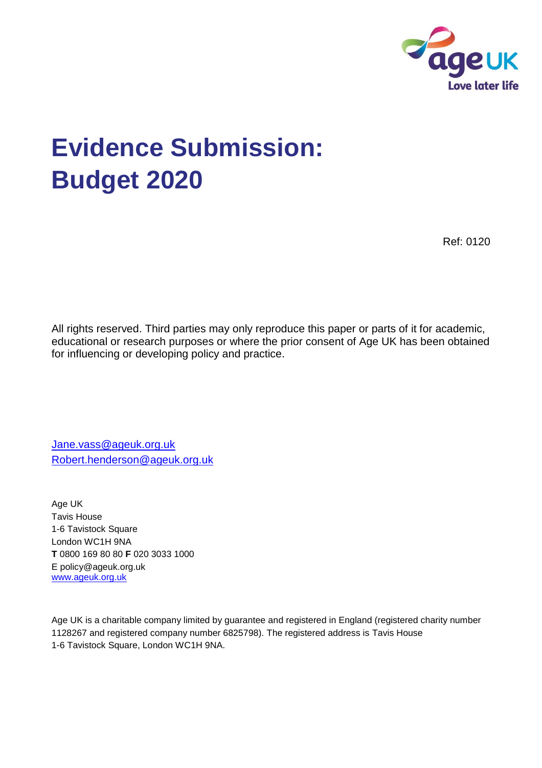# Evidence Submission: Budget 2020

Ref: 0120

All rights reserved. Third parties may only reproduce this paper or parts of it for academic, educational or research purposes or where the prior consent of Age UK has been obtained for influencing or developing policy and practice.

Jane.vass@ageuk.org.uk
Robert.henderson@ageuk.org.uk

Age UK
Tavis House
1-6 Tavistock Square
London WC1H 9NA
**T** 0800 169 80 80 **F** 020 3033 1000
E policy@ageuk.org.uk
www.ageuk.org.uk

Age UK is a charitable company limited by guarantee and registered in England (registered charity number 1128267 and registered company number 6825798). The registered address is Tavis House 1-6 Tavistock Square, London WC1H 9NA.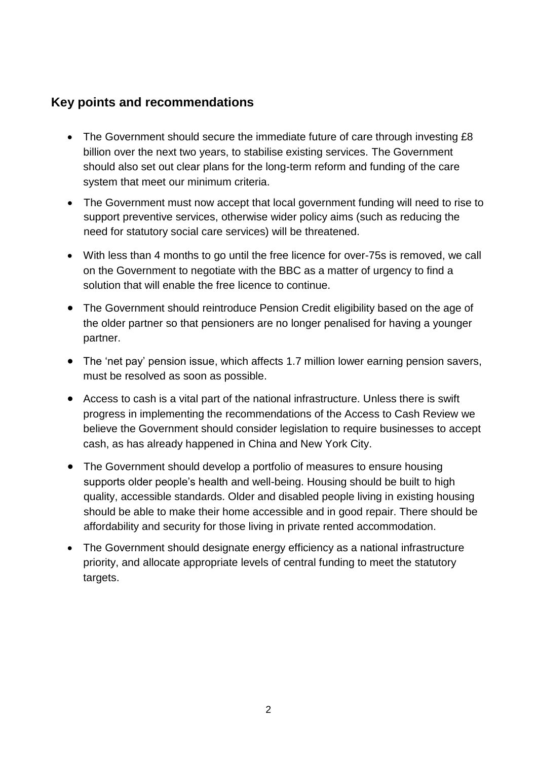## Key points and recommendations

- The Government should secure the immediate future of care through investing £8 billion over the next two years, to stabilise existing services. The Government should also set out clear plans for the long-term reform and funding of the care system that meet our minimum criteria.
- The Government must now accept that local government funding will need to rise to support preventive services, otherwise wider policy aims (such as reducing the need for statutory social care services) will be threatened.
- With less than 4 months to go until the free licence for over-75s is removed, we call on the Government to negotiate with the BBC as a matter of urgency to find a solution that will enable the free licence to continue.
- The Government should reintroduce Pension Credit eligibility based on the age of the older partner so that pensioners are no longer penalised for having a younger partner.
- The 'net pay' pension issue, which affects 1.7 million lower earning pension savers, must be resolved as soon as possible.
- Access to cash is a vital part of the national infrastructure. Unless there is swift progress in implementing the recommendations of the Access to Cash Review we believe the Government should consider legislation to require businesses to accept cash, as has already happened in China and New York City.
- The Government should develop a portfolio of measures to ensure housing supports older people's health and well-being. Housing should be built to high quality, accessible standards. Older and disabled people living in existing housing should be able to make their home accessible and in good repair. There should be affordability and security for those living in private rented accommodation.
- The Government should designate energy efficiency as a national infrastructure priority, and allocate appropriate levels of central funding to meet the statutory targets.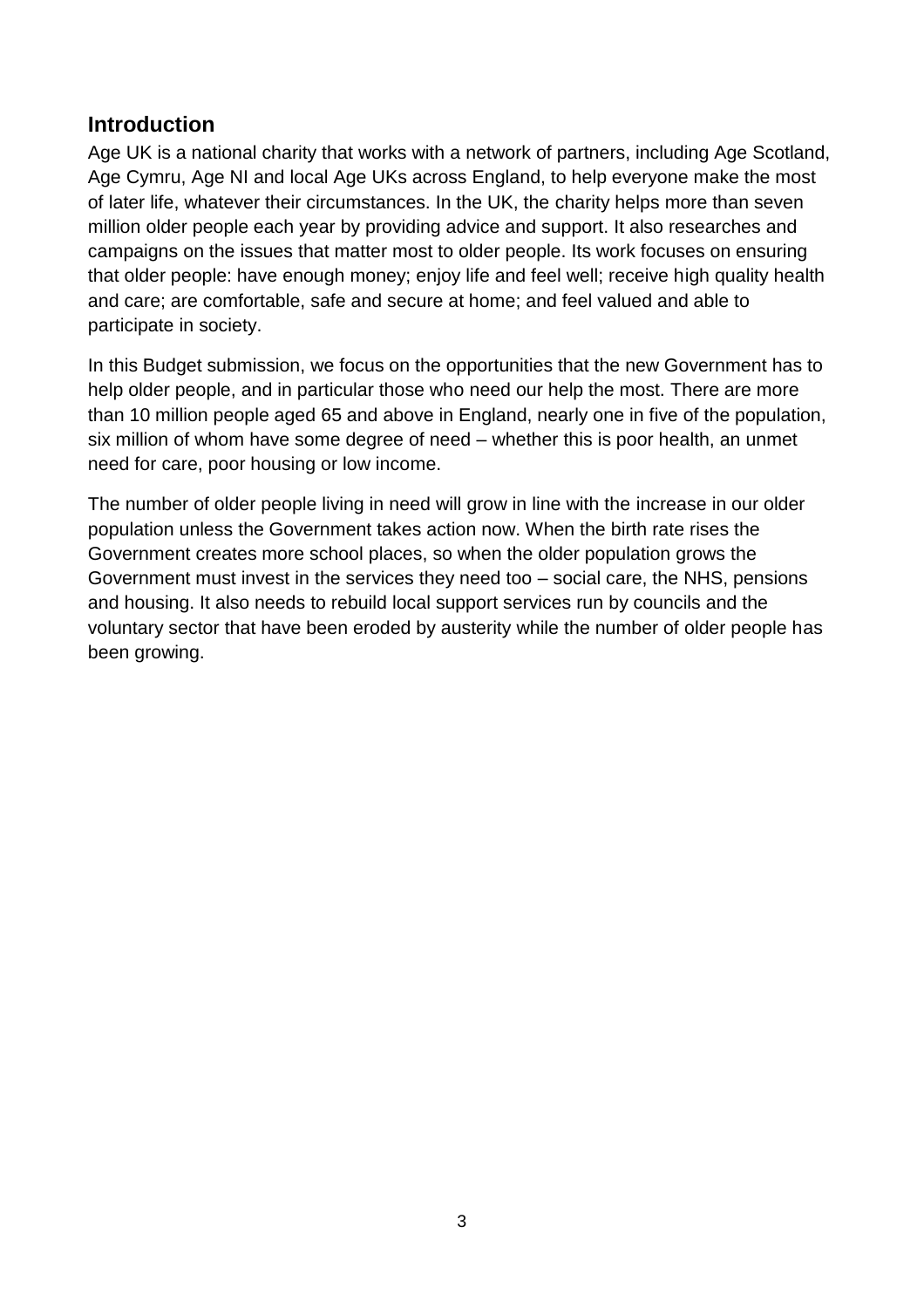## Introduction

Age UK is a national charity that works with a network of partners, including Age Scotland, Age Cymru, Age NI and local Age UKs across England, to help everyone make the most of later life, whatever their circumstances. In the UK, the charity helps more than seven million older people each year by providing advice and support. It also researches and campaigns on the issues that matter most to older people. Its work focuses on ensuring that older people: have enough money; enjoy life and feel well; receive high quality health and care; are comfortable, safe and secure at home; and feel valued and able to participate in society.

In this Budget submission, we focus on the opportunities that the new Government has to help older people, and in particular those who need our help the most. There are more than 10 million people aged 65 and above in England, nearly one in five of the population, six million of whom have some degree of need – whether this is poor health, an unmet need for care, poor housing or low income.

The number of older people living in need will grow in line with the increase in our older population unless the Government takes action now. When the birth rate rises the Government creates more school places, so when the older population grows the Government must invest in the services they need too – social care, the NHS, pensions and housing. It also needs to rebuild local support services run by councils and the voluntary sector that have been eroded by austerity while the number of older people has been growing.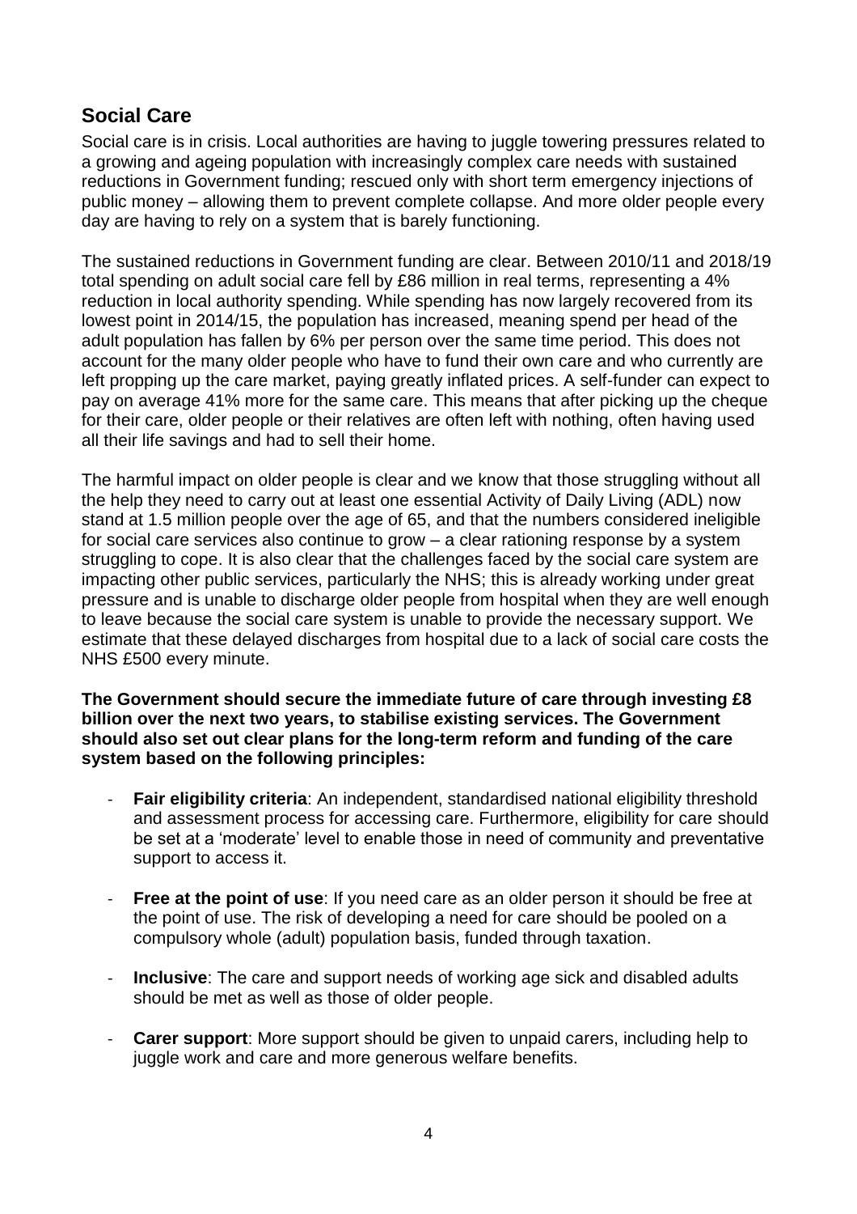## Social Care

Social care is in crisis. Local authorities are having to juggle towering pressures related to a growing and ageing population with increasingly complex care needs with sustained reductions in Government funding; rescued only with short term emergency injections of public money – allowing them to prevent complete collapse. And more older people every day are having to rely on a system that is barely functioning.

The sustained reductions in Government funding are clear. Between 2010/11 and 2018/19 total spending on adult social care fell by £86 million in real terms, representing a 4% reduction in local authority spending. While spending has now largely recovered from its lowest point in 2014/15, the population has increased, meaning spend per head of the adult population has fallen by 6% per person over the same time period. This does not account for the many older people who have to fund their own care and who currently are left propping up the care market, paying greatly inflated prices. A self-funder can expect to pay on average 41% more for the same care. This means that after picking up the cheque for their care, older people or their relatives are often left with nothing, often having used all their life savings and had to sell their home.

The harmful impact on older people is clear and we know that those struggling without all the help they need to carry out at least one essential Activity of Daily Living (ADL) now stand at 1.5 million people over the age of 65, and that the numbers considered ineligible for social care services also continue to grow – a clear rationing response by a system struggling to cope. It is also clear that the challenges faced by the social care system are impacting other public services, particularly the NHS; this is already working under great pressure and is unable to discharge older people from hospital when they are well enough to leave because the social care system is unable to provide the necessary support. We estimate that these delayed discharges from hospital due to a lack of social care costs the NHS £500 every minute.

**The Government should secure the immediate future of care through investing £8 billion over the next two years, to stabilise existing services. The Government should also set out clear plans for the long-term reform and funding of the care system based on the following principles:**

- **Fair eligibility criteria**: An independent, standardised national eligibility threshold and assessment process for accessing care. Furthermore, eligibility for care should be set at a 'moderate' level to enable those in need of community and preventative support to access it.
- **Free at the point of use**: If you need care as an older person it should be free at the point of use. The risk of developing a need for care should be pooled on a compulsory whole (adult) population basis, funded through taxation.
- **Inclusive**: The care and support needs of working age sick and disabled adults should be met as well as those of older people.
- **Carer support**: More support should be given to unpaid carers, including help to juggle work and care and more generous welfare benefits.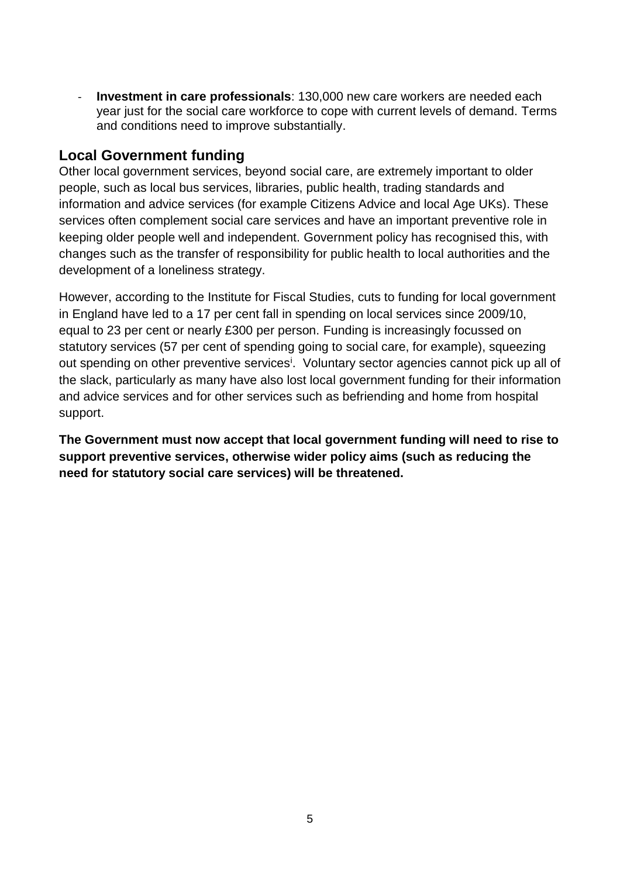- **Investment in care professionals**: 130,000 new care workers are needed each year just for the social care workforce to cope with current levels of demand. Terms and conditions need to improve substantially.

## Local Government funding

Other local government services, beyond social care, are extremely important to older people, such as local bus services, libraries, public health, trading standards and information and advice services (for example Citizens Advice and local Age UKs). These services often complement social care services and have an important preventive role in keeping older people well and independent. Government policy has recognised this, with changes such as the transfer of responsibility for public health to local authorities and the development of a loneliness strategy.

However, according to the Institute for Fiscal Studies, cuts to funding for local government in England have led to a 17 per cent fall in spending on local services since 2009/10, equal to 23 per cent or nearly £300 per person. Funding is increasingly focussed on statutory services (57 per cent of spending going to social care, for example), squeezing out spending on other preventive services[i]. Voluntary sector agencies cannot pick up all of the slack, particularly as many have also lost local government funding for their information and advice services and for other services such as befriending and home from hospital support.

**The Government must now accept that local government funding will need to rise to support preventive services, otherwise wider policy aims (such as reducing the need for statutory social care services) will be threatened.**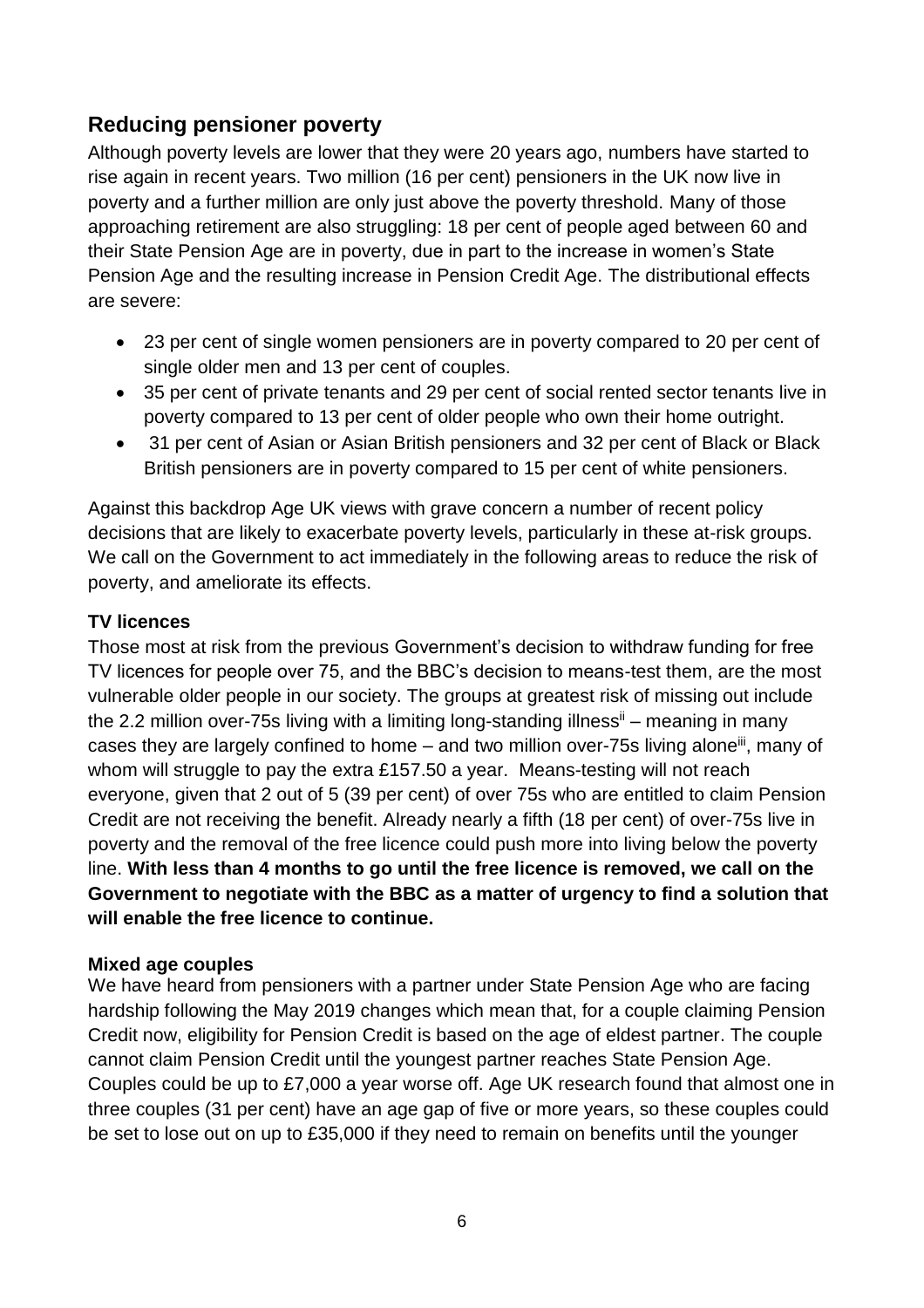## Reducing pensioner poverty

Although poverty levels are lower that they were 20 years ago, numbers have started to rise again in recent years. Two million (16 per cent) pensioners in the UK now live in poverty and a further million are only just above the poverty threshold. Many of those approaching retirement are also struggling: 18 per cent of people aged between 60 and their State Pension Age are in poverty, due in part to the increase in women's State Pension Age and the resulting increase in Pension Credit Age. The distributional effects are severe:

- 23 per cent of single women pensioners are in poverty compared to 20 per cent of single older men and 13 per cent of couples.
- 35 per cent of private tenants and 29 per cent of social rented sector tenants live in poverty compared to 13 per cent of older people who own their home outright.
- 31 per cent of Asian or Asian British pensioners and 32 per cent of Black or Black British pensioners are in poverty compared to 15 per cent of white pensioners.

Against this backdrop Age UK views with grave concern a number of recent policy decisions that are likely to exacerbate poverty levels, particularly in these at-risk groups. We call on the Government to act immediately in the following areas to reduce the risk of poverty, and ameliorate its effects.

### TV licences

Those most at risk from the previous Government's decision to withdraw funding for free TV licences for people over 75, and the BBC's decision to means-test them, are the most vulnerable older people in our society. The groups at greatest risk of missing out include the 2.2 million over-75s living with a limiting long-standing illness[ii] – meaning in many cases they are largely confined to home – and two million over-75s living alone[iii], many of whom will struggle to pay the extra £157.50 a year. Means-testing will not reach everyone, given that 2 out of 5 (39 per cent) of over 75s who are entitled to claim Pension Credit are not receiving the benefit. Already nearly a fifth (18 per cent) of over-75s live in poverty and the removal of the free licence could push more into living below the poverty line. **With less than 4 months to go until the free licence is removed, we call on the Government to negotiate with the BBC as a matter of urgency to find a solution that will enable the free licence to continue.**

### Mixed age couples

We have heard from pensioners with a partner under State Pension Age who are facing hardship following the May 2019 changes which mean that, for a couple claiming Pension Credit now, eligibility for Pension Credit is based on the age of eldest partner. The couple cannot claim Pension Credit until the youngest partner reaches State Pension Age. Couples could be up to £7,000 a year worse off. Age UK research found that almost one in three couples (31 per cent) have an age gap of five or more years, so these couples could be set to lose out on up to £35,000 if they need to remain on benefits until the younger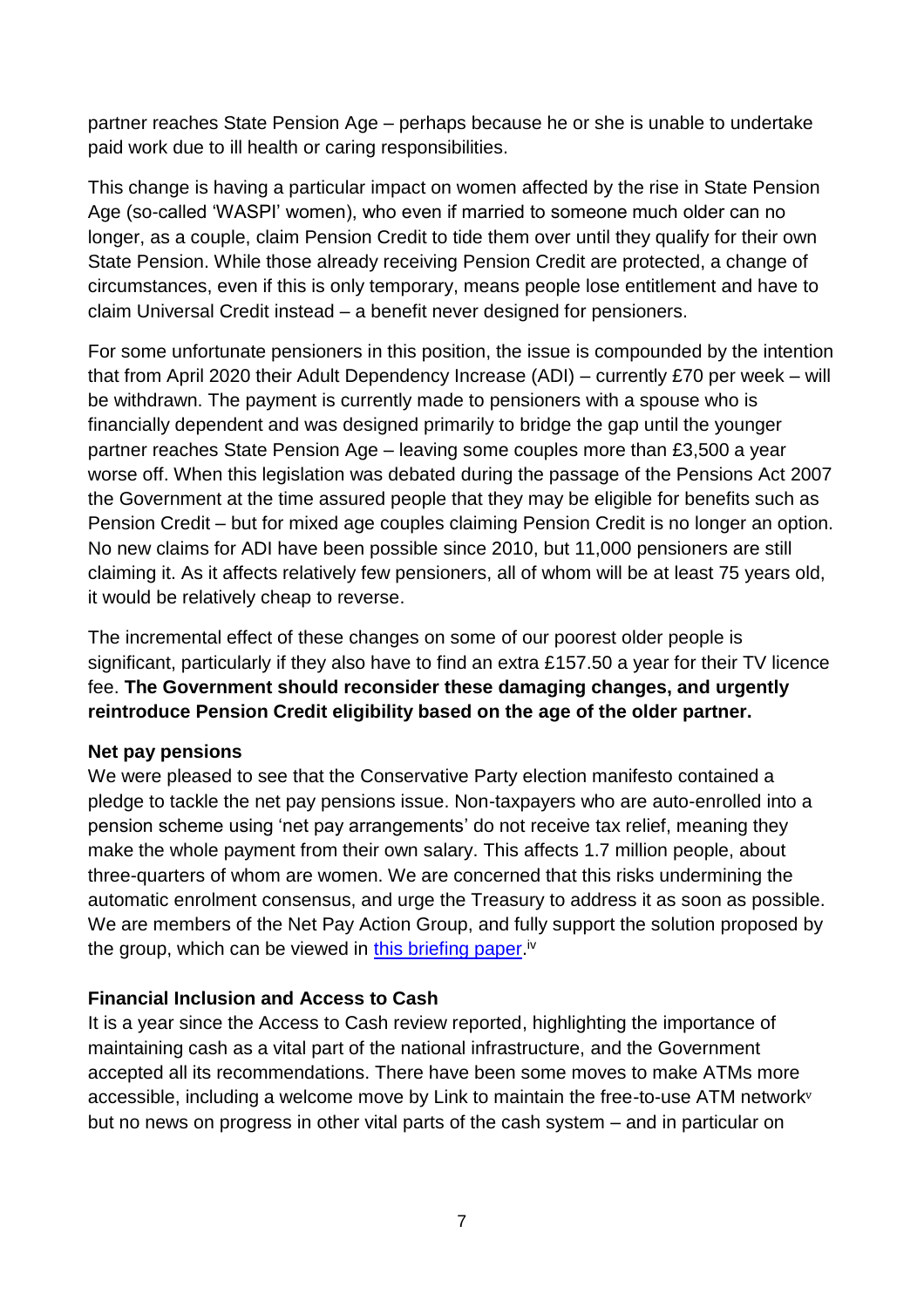partner reaches State Pension Age – perhaps because he or she is unable to undertake paid work due to ill health or caring responsibilities.

This change is having a particular impact on women affected by the rise in State Pension Age (so-called 'WASPI' women), who even if married to someone much older can no longer, as a couple, claim Pension Credit to tide them over until they qualify for their own State Pension. While those already receiving Pension Credit are protected, a change of circumstances, even if this is only temporary, means people lose entitlement and have to claim Universal Credit instead – a benefit never designed for pensioners.

For some unfortunate pensioners in this position, the issue is compounded by the intention that from April 2020 their Adult Dependency Increase (ADI) – currently £70 per week – will be withdrawn. The payment is currently made to pensioners with a spouse who is financially dependent and was designed primarily to bridge the gap until the younger partner reaches State Pension Age – leaving some couples more than £3,500 a year worse off. When this legislation was debated during the passage of the Pensions Act 2007 the Government at the time assured people that they may be eligible for benefits such as Pension Credit – but for mixed age couples claiming Pension Credit is no longer an option. No new claims for ADI have been possible since 2010, but 11,000 pensioners are still claiming it. As it affects relatively few pensioners, all of whom will be at least 75 years old, it would be relatively cheap to reverse.

The incremental effect of these changes on some of our poorest older people is significant, particularly if they also have to find an extra £157.50 a year for their TV licence fee. **The Government should reconsider these damaging changes, and urgently reintroduce Pension Credit eligibility based on the age of the older partner.**

**Net pay pensions**

We were pleased to see that the Conservative Party election manifesto contained a pledge to tackle the net pay pensions issue. Non-taxpayers who are auto-enrolled into a pension scheme using 'net pay arrangements' do not receive tax relief, meaning they make the whole payment from their own salary. This affects 1.7 million people, about three-quarters of whom are women. We are concerned that this risks undermining the automatic enrolment consensus, and urge the Treasury to address it as soon as possible. We are members of the Net Pay Action Group, and fully support the solution proposed by the group, which can be viewed in this briefing paper.[iv]

**Financial Inclusion and Access to Cash**

It is a year since the Access to Cash review reported, highlighting the importance of maintaining cash as a vital part of the national infrastructure, and the Government accepted all its recommendations. There have been some moves to make ATMs more accessible, including a welcome move by Link to maintain the free-to-use ATM network[v] but no news on progress in other vital parts of the cash system – and in particular on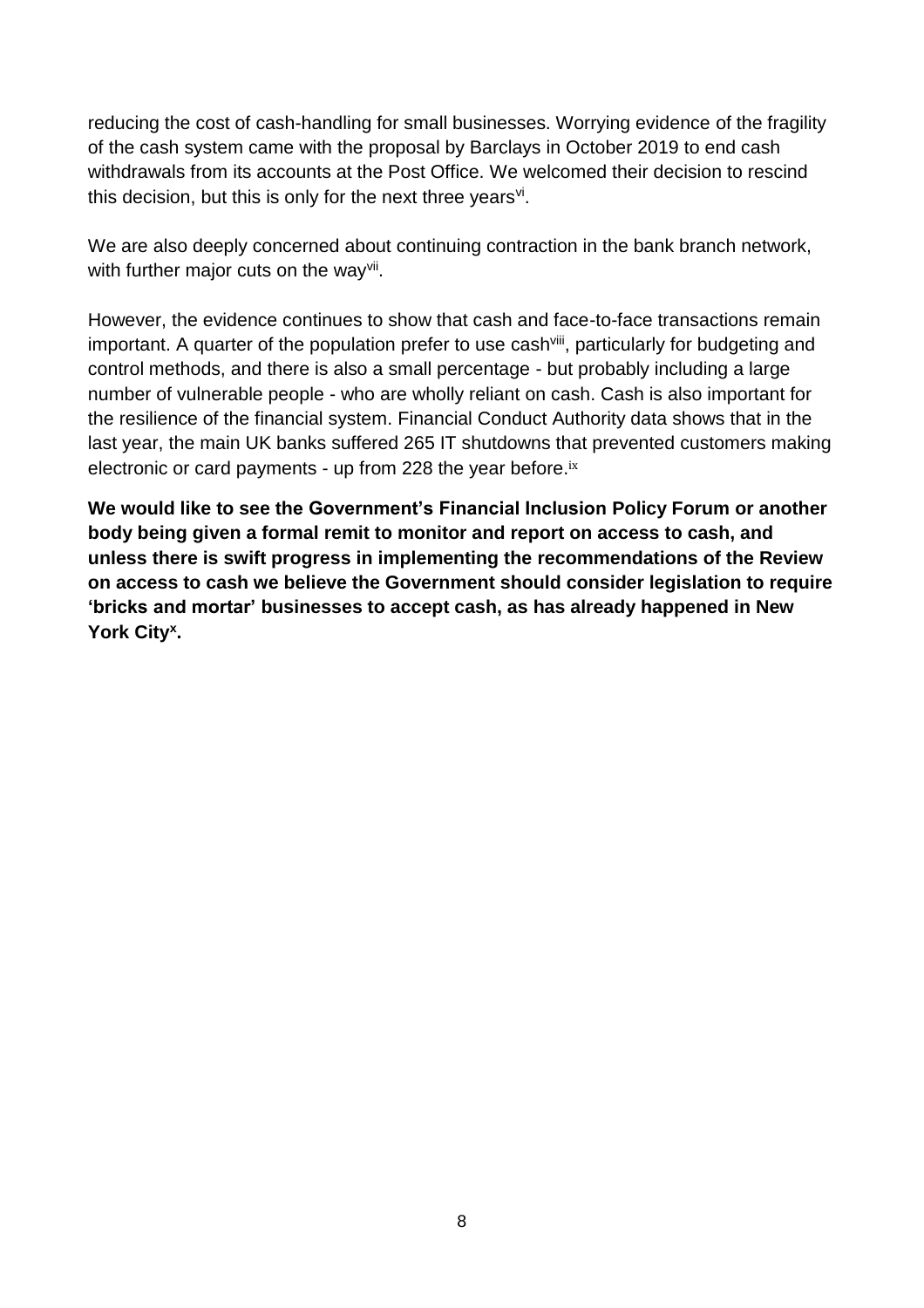reducing the cost of cash-handling for small businesses. Worrying evidence of the fragility of the cash system came with the proposal by Barclays in October 2019 to end cash withdrawals from its accounts at the Post Office. We welcomed their decision to rescind this decision, but this is only for the next three years[vi].

We are also deeply concerned about continuing contraction in the bank branch network, with further major cuts on the way[vii].

However, the evidence continues to show that cash and face-to-face transactions remain important. A quarter of the population prefer to use cash[viii], particularly for budgeting and control methods, and there is also a small percentage - but probably including a large number of vulnerable people - who are wholly reliant on cash. Cash is also important for the resilience of the financial system. Financial Conduct Authority data shows that in the last year, the main UK banks suffered 265 IT shutdowns that prevented customers making electronic or card payments - up from 228 the year before.[ix]

**We would like to see the Government's Financial Inclusion Policy Forum or another body being given a formal remit to monitor and report on access to cash, and unless there is swift progress in implementing the recommendations of the Review on access to cash we believe the Government should consider legislation to require 'bricks and mortar' businesses to accept cash, as has already happened in New York City[x].**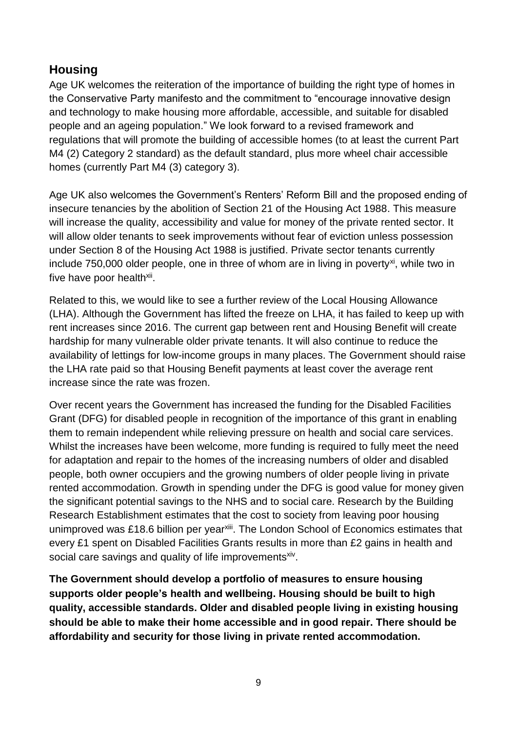## Housing

Age UK welcomes the reiteration of the importance of building the right type of homes in the Conservative Party manifesto and the commitment to "encourage innovative design and technology to make housing more affordable, accessible, and suitable for disabled people and an ageing population." We look forward to a revised framework and regulations that will promote the building of accessible homes (to at least the current Part M4 (2) Category 2 standard) as the default standard, plus more wheel chair accessible homes (currently Part M4 (3) category 3).

Age UK also welcomes the Government's Renters' Reform Bill and the proposed ending of insecure tenancies by the abolition of Section 21 of the Housing Act 1988. This measure will increase the quality, accessibility and value for money of the private rented sector. It will allow older tenants to seek improvements without fear of eviction unless possession under Section 8 of the Housing Act 1988 is justified. Private sector tenants currently include 750,000 older people, one in three of whom are in living in poverty[xi], while two in five have poor health[xii].

Related to this, we would like to see a further review of the Local Housing Allowance (LHA). Although the Government has lifted the freeze on LHA, it has failed to keep up with rent increases since 2016. The current gap between rent and Housing Benefit will create hardship for many vulnerable older private tenants. It will also continue to reduce the availability of lettings for low-income groups in many places. The Government should raise the LHA rate paid so that Housing Benefit payments at least cover the average rent increase since the rate was frozen.

Over recent years the Government has increased the funding for the Disabled Facilities Grant (DFG) for disabled people in recognition of the importance of this grant in enabling them to remain independent while relieving pressure on health and social care services. Whilst the increases have been welcome, more funding is required to fully meet the need for adaptation and repair to the homes of the increasing numbers of older and disabled people, both owner occupiers and the growing numbers of older people living in private rented accommodation. Growth in spending under the DFG is good value for money given the significant potential savings to the NHS and to social care. Research by the Building Research Establishment estimates that the cost to society from leaving poor housing unimproved was £18.6 billion per year[xiii]. The London School of Economics estimates that every £1 spent on Disabled Facilities Grants results in more than £2 gains in health and social care savings and quality of life improvements[xiv].

**The Government should develop a portfolio of measures to ensure housing supports older people's health and wellbeing. Housing should be built to high quality, accessible standards. Older and disabled people living in existing housing should be able to make their home accessible and in good repair. There should be affordability and security for those living in private rented accommodation.**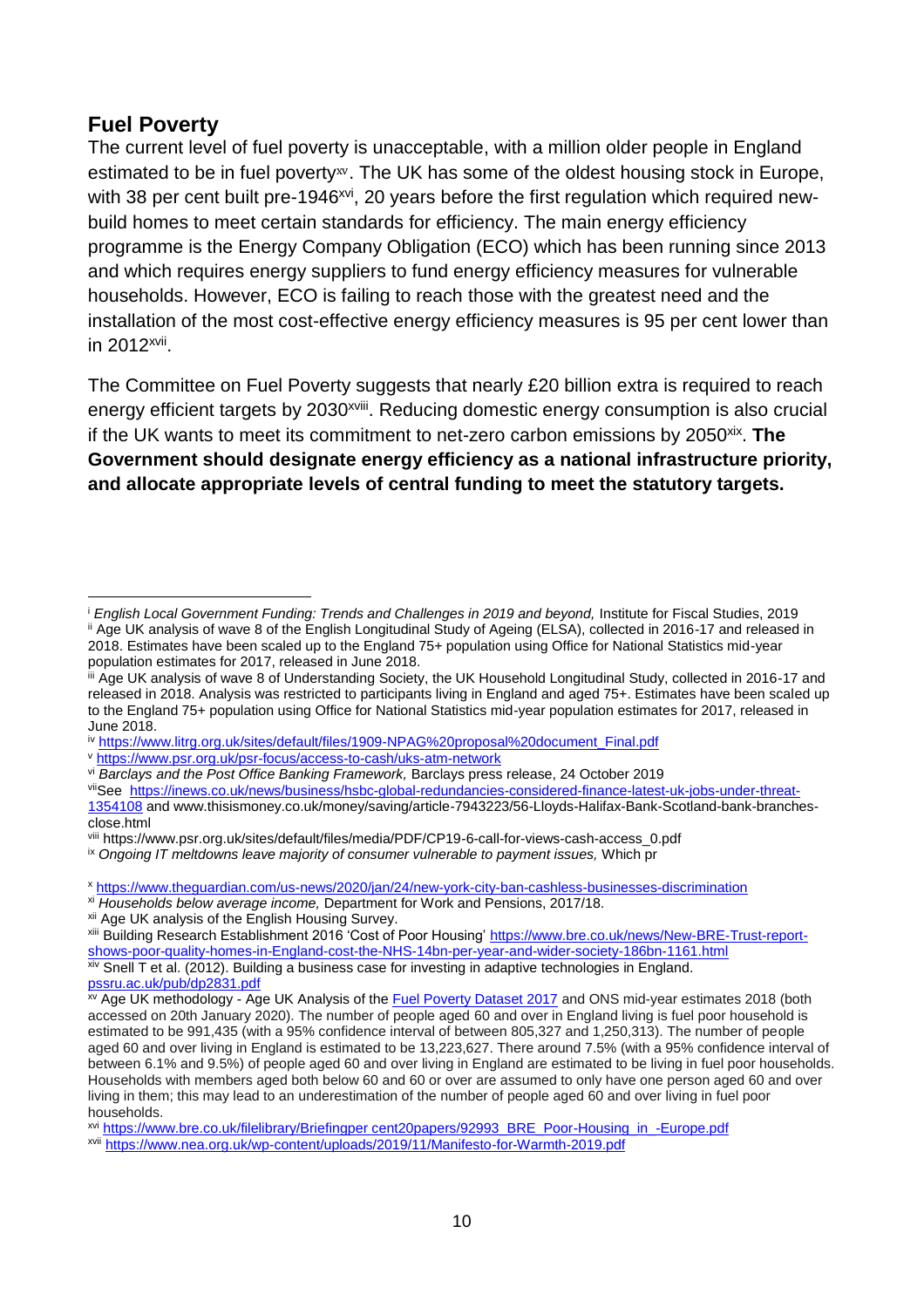## Fuel Poverty

The current level of fuel poverty is unacceptable, with a million older people in England estimated to be in fuel poverty[xv]. The UK has some of the oldest housing stock in Europe, with 38 per cent built pre-1946[xvi], 20 years before the first regulation which required new-build homes to meet certain standards for efficiency. The main energy efficiency programme is the Energy Company Obligation (ECO) which has been running since 2013 and which requires energy suppliers to fund energy efficiency measures for vulnerable households. However, ECO is failing to reach those with the greatest need and the installation of the most cost-effective energy efficiency measures is 95 per cent lower than in 2012[xvii].

The Committee on Fuel Poverty suggests that nearly £20 billion extra is required to reach energy efficient targets by 2030[xviii]. Reducing domestic energy consumption is also crucial if the UK wants to meet its commitment to net-zero carbon emissions by 2050[xix]. **The Government should designate energy efficiency as a national infrastructure priority, and allocate appropriate levels of central funding to meet the statutory targets.**

---

[i] *English Local Government Funding: Trends and Challenges in 2019 and beyond,* Institute for Fiscal Studies, 2019

[ii] Age UK analysis of wave 8 of the English Longitudinal Study of Ageing (ELSA), collected in 2016-17 and released in 2018. Estimates have been scaled up to the England 75+ population using Office for National Statistics mid-year population estimates for 2017, released in June 2018.

[iii] Age UK analysis of wave 8 of Understanding Society, the UK Household Longitudinal Study, collected in 2016-17 and released in 2018. Analysis was restricted to participants living in England and aged 75+. Estimates have been scaled up to the England 75+ population using Office for National Statistics mid-year population estimates for 2017, released in June 2018.

[iv] https://www.litrg.org.uk/sites/default/files/1909-NPAG%20proposal%20document_Final.pdf

[v] https://www.psr.org.uk/psr-focus/access-to-cash/uks-atm-network

[vi] *Barclays and the Post Office Banking Framework,* Barclays press release, 24 October 2019

[vii] See https://inews.co.uk/news/business/hsbc-global-redundancies-considered-finance-latest-uk-jobs-under-threat-1354108 and www.thisismoney.co.uk/money/saving/article-7943223/56-Lloyds-Halifax-Bank-Scotland-bank-branches-close.html

[viii] https://www.psr.org.uk/sites/default/files/media/PDF/CP19-6-call-for-views-cash-access_0.pdf

[ix] *Ongoing IT meltdowns leave majority of consumer vulnerable to payment issues,* Which pr

[x] https://www.theguardian.com/us-news/2020/jan/24/new-york-city-ban-cashless-businesses-discrimination

[xi] *Households below average income,* Department for Work and Pensions, 2017/18.

[xii] Age UK analysis of the English Housing Survey.

[xiii] Building Research Establishment 2016 'Cost of Poor Housing' https://www.bre.co.uk/news/New-BRE-Trust-report-shows-poor-quality-homes-in-England-cost-the-NHS-14bn-per-year-and-wider-society-186bn-1161.html

[xiv] Snell T et al. (2012). Building a business case for investing in adaptive technologies in England. pssru.ac.uk/pub/dp2831.pdf

[xv] Age UK methodology - Age UK Analysis of the Fuel Poverty Dataset 2017 and ONS mid-year estimates 2018 (both accessed on 20th January 2020). The number of people aged 60 and over in England living is fuel poor household is estimated to be 991,435 (with a 95% confidence interval of between 805,327 and 1,250,313). The number of people aged 60 and over living in England is estimated to be 13,223,627. There around 7.5% (with a 95% confidence interval of between 6.1% and 9.5%) of people aged 60 and over living in England are estimated to be living in fuel poor households. Households with members aged both below 60 and 60 or over are assumed to only have one person aged 60 and over living in them; this may lead to an underestimation of the number of people aged 60 and over living in fuel poor households.

[xvi] https://www.bre.co.uk/filelibrary/Briefingper cent20papers/92993_BRE_Poor-Housing_in_-Europe.pdf

[xvii] https://www.nea.org.uk/wp-content/uploads/2019/11/Manifesto-for-Warmth-2019.pdf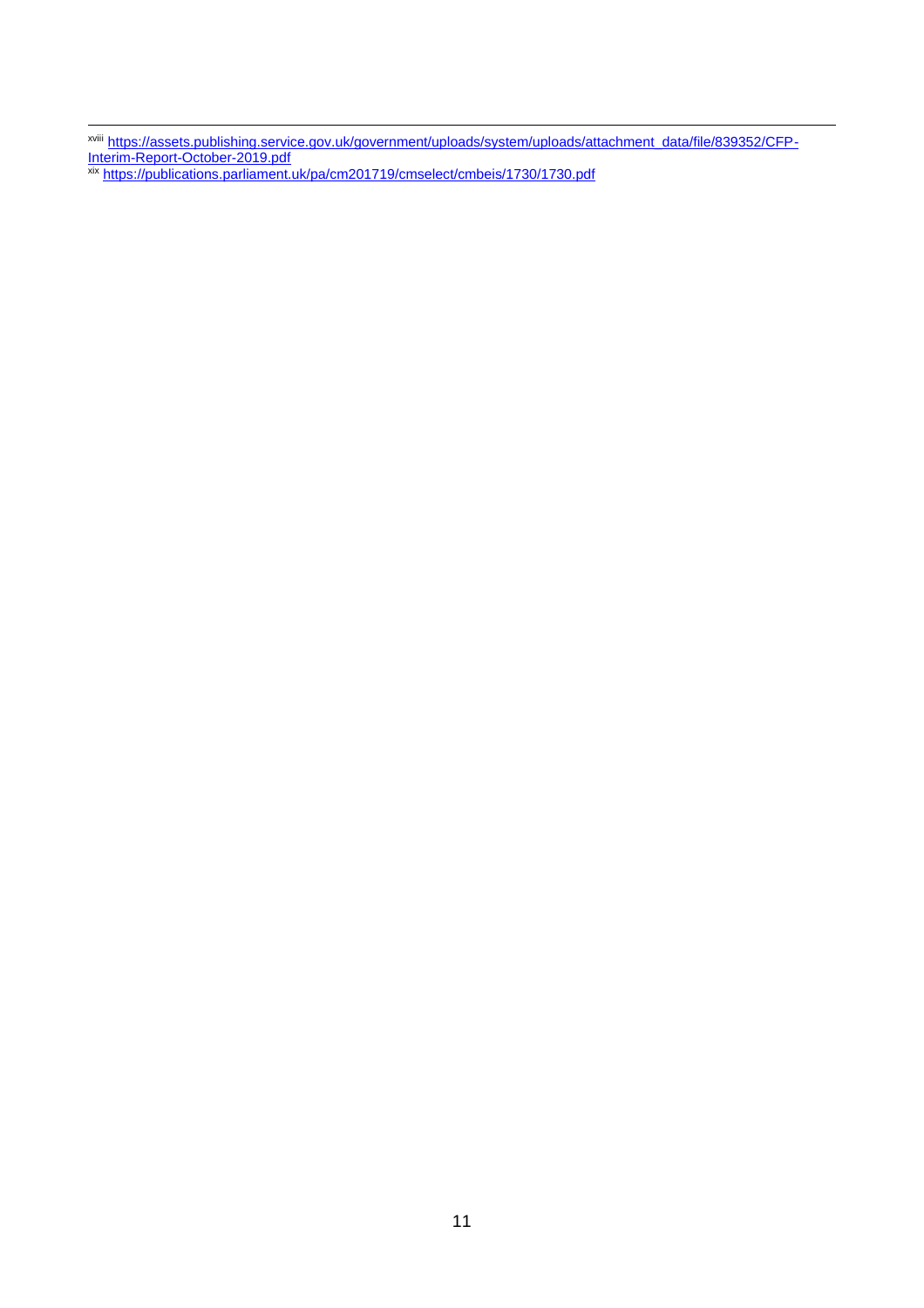---

[xviii] https://assets.publishing.service.gov.uk/government/uploads/system/uploads/attachment_data/file/839352/CFP-Interim-Report-October-2019.pdf

[xix] https://publications.parliament.uk/pa/cm201719/cmselect/cmbeis/1730/1730.pdf